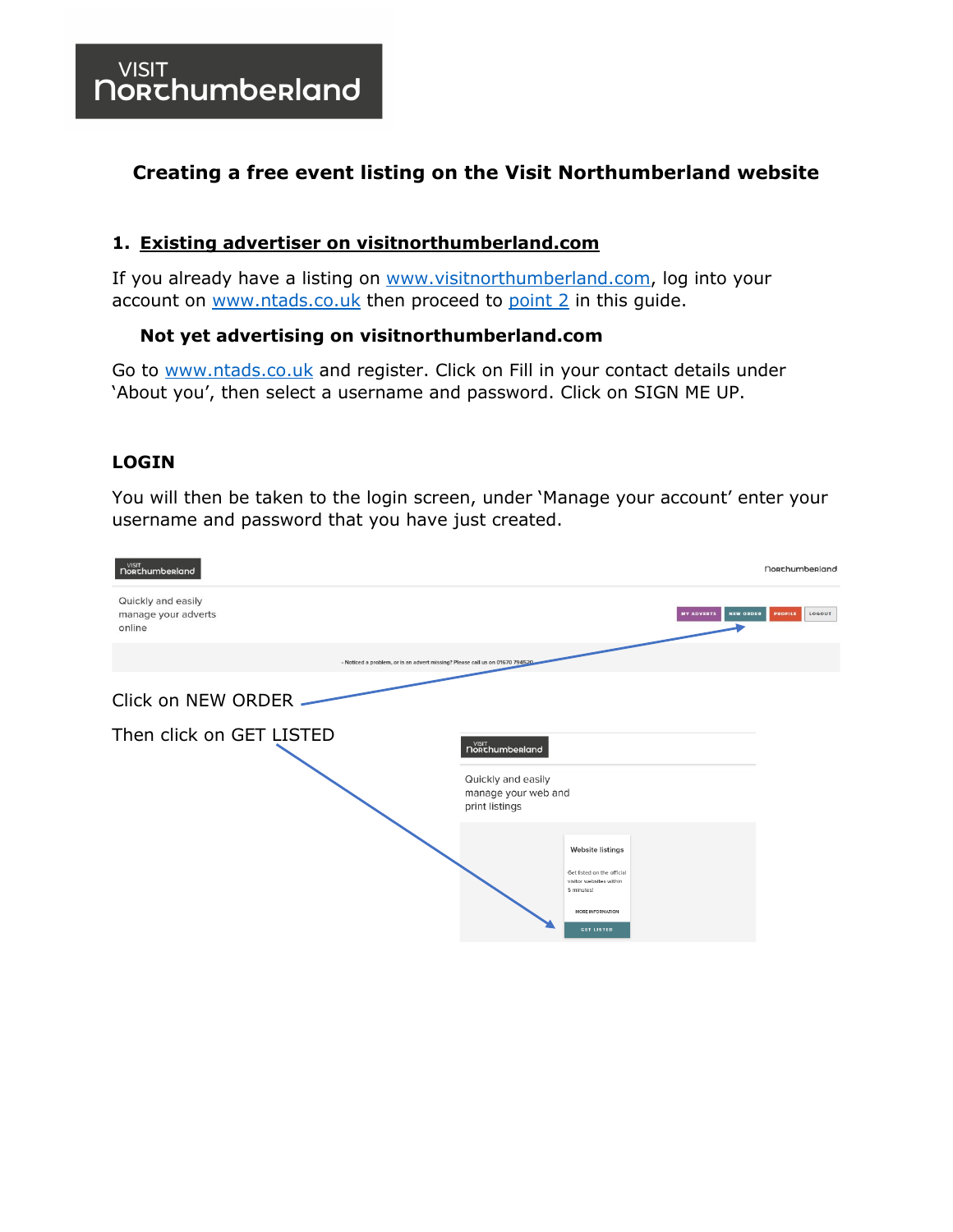# Creating a free event listing on the Visit Northumberland website

## 1. Existing advertiser on visitnorthumberland.com

If you already have a listing on www.visitnorthumberland.com, log into your account on www.ntads.co.uk then proceed to point 2 in this guide.

### Not yet advertising on visitnorthumberland.com

Go to www.ntads.co.uk and register. Click on Fill in your contact details under 'About you', then select a username and password. Click on SIGN ME UP.

## LOGIN

You will then be taken to the login screen, under 'Manage your account' enter your username and password that you have just created.

Click on NEW ORDER

Then click on GET LISTED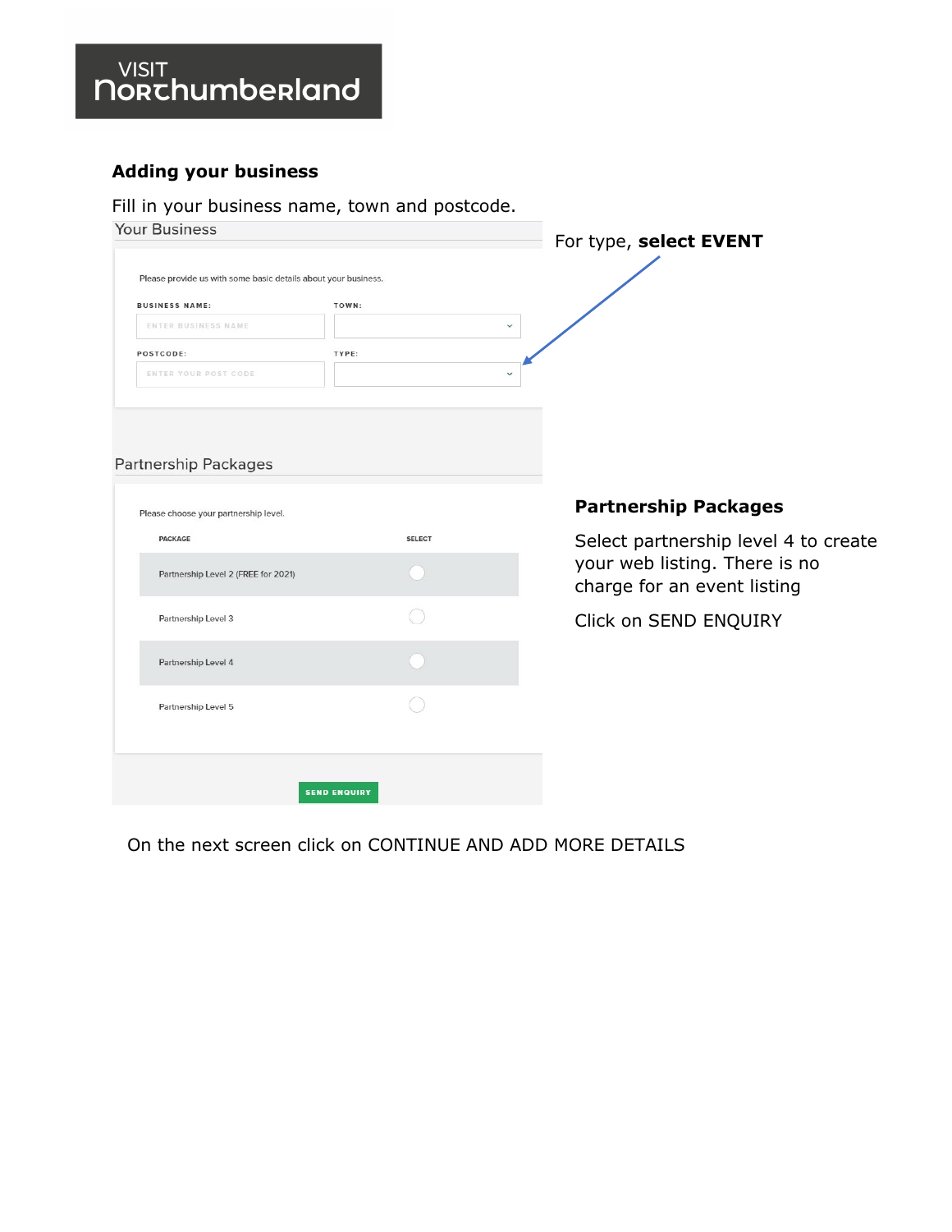VISIT Northumberland

## Adding your business

Fill in your business name, town and postcode.

Your Business

Please provide us with some basic details about your business.

BUSINESS NAME: ENTER BUSINESS NAME

TOWN:

POSTCODE: ENTER YOUR POST CODE

TYPE:

For type, **select EVENT**

Partnership Packages

Please choose your partnership level.

| PACKAGE | SELECT |
| --- | --- |
| Partnership Level 2 (FREE for 2021) | |
| Partnership Level 3 | |
| Partnership Level 4 | |
| Partnership Level 5 | |

SEND ENQUIRY

### Partnership Packages

Select partnership level 4 to create your web listing. There is no charge for an event listing

Click on SEND ENQUIRY

On the next screen click on CONTINUE AND ADD MORE DETAILS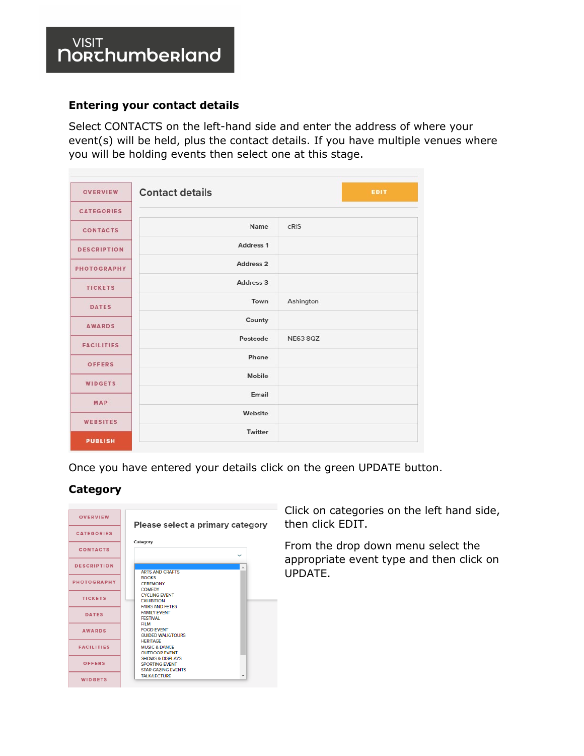## Entering your contact details

Select CONTACTS on the left-hand side and enter the address of where your event(s) will be held, plus the contact details. If you have multiple venues where you will be holding events then select one at this stage.

Once you have entered your details click on the green UPDATE button.

## Category

Click on categories on the left hand side, then click EDIT.

From the drop down menu select the appropriate event type and then click on UPDATE.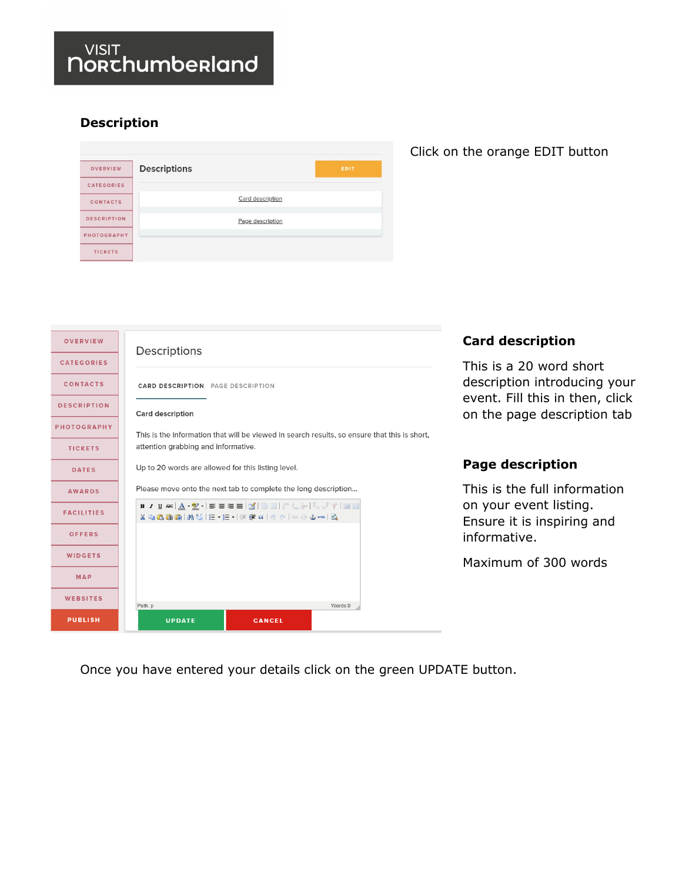## Description

Click on the orange EDIT button

OVERVIEW
CATEGORIES
CONTACTS
DESCRIPTION
PHOTOGRAPHY
TICKETS

Descriptions

EDIT

Card description

Page description

OVERVIEW
CATEGORIES
CONTACTS
DESCRIPTION
PHOTOGRAPHY
TICKETS
DATES
AWARDS
FACILITIES
OFFERS
WIDGETS
MAP
WEBSITES
PUBLISH

Descriptions

CARD DESCRIPTION PAGE DESCRIPTION

Card description

This is the information that will be viewed in search results, so ensure that this is short, attention grabbing and informative.

Up to 20 words are allowed for this listing level.

Please move onto the next tab to complete the long description...

Path: p Words:0

UPDATE CANCEL

### Card description

This is a 20 word short description introducing your event. Fill this in then, click on the page description tab

### Page description

This is the full information on your event listing. Ensure it is inspiring and informative.

Maximum of 300 words

Once you have entered your details click on the green UPDATE button.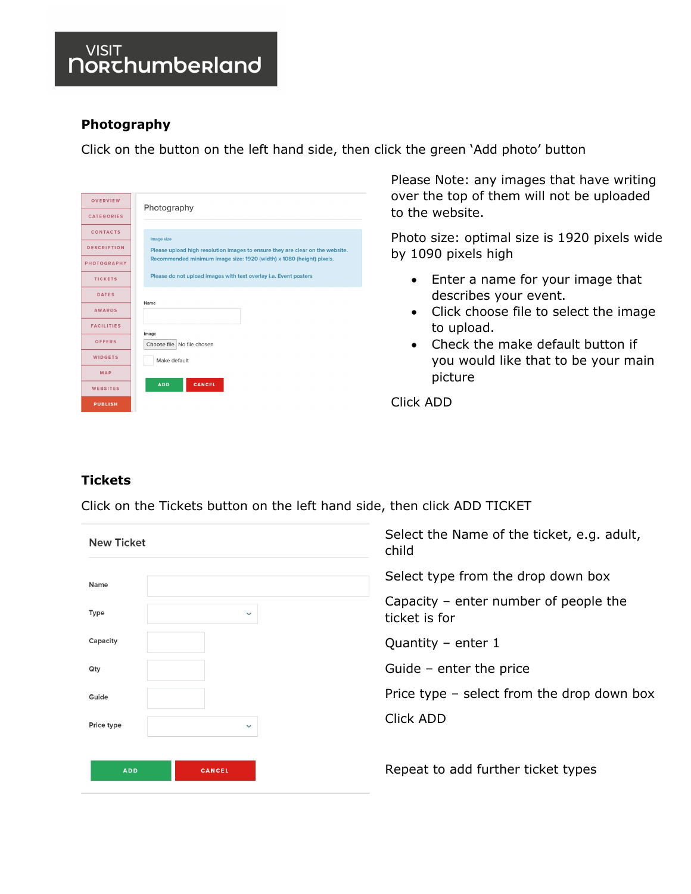VISIT Northumberland

## Photography

Click on the button on the left hand side, then click the green 'Add photo' button

Please Note: any images that have writing over the top of them will not be uploaded to the website.

Photo size: optimal size is 1920 pixels wide by 1090 pixels high

- Enter a name for your image that describes your event.
- Click choose file to select the image to upload.
- Check the make default button if you would like that to be your main picture

Click ADD

## Tickets

Click on the Tickets button on the left hand side, then click ADD TICKET

Select the Name of the ticket, e.g. adult, child

Select type from the drop down box

Capacity – enter number of people the ticket is for

Quantity – enter 1

Guide – enter the price

Price type – select from the drop down box

Click ADD

Repeat to add further ticket types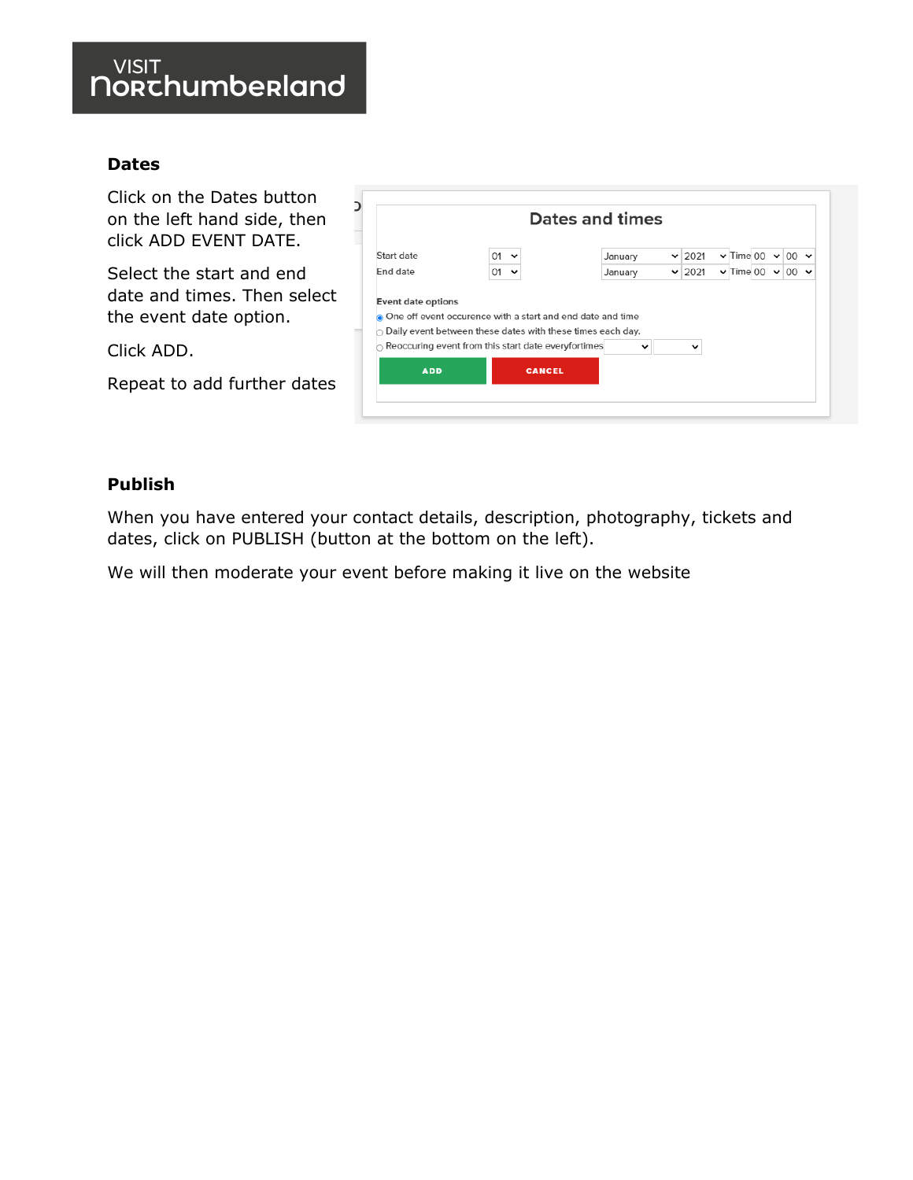## Dates

Click on the Dates button on the left hand side, then click ADD EVENT DATE.

Select the start and end date and times. Then select the event date option.

Click ADD.

Repeat to add further dates

## Publish

When you have entered your contact details, description, photography, tickets and dates, click on PUBLISH (button at the bottom on the left).

We will then moderate your event before making it live on the website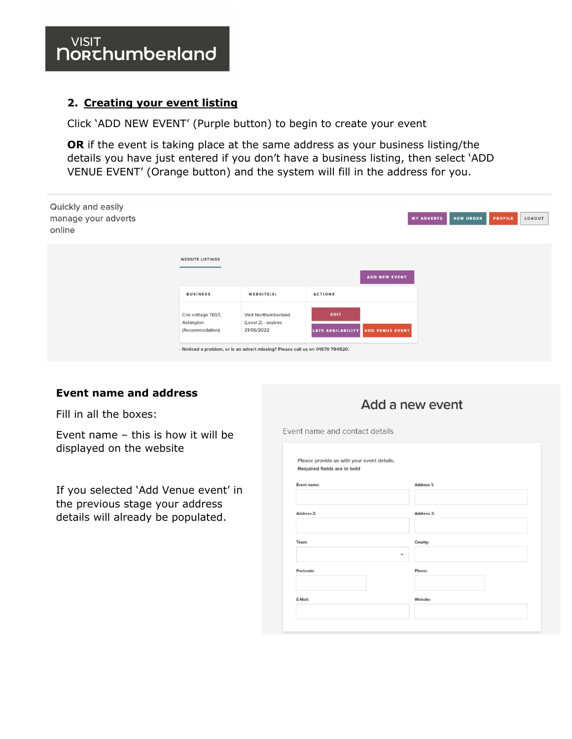## 2. Creating your event listing

Click 'ADD NEW EVENT' (Purple button) to begin to create your event

**OR** if the event is taking place at the same address as your business listing/the details you have just entered if you don't have a business listing, then select 'ADD VENUE EVENT' (Orange button) and the system will fill in the address for you.

Quickly and easily manage your adverts online

MY ADVERTS | NEW ORDER | PROFILE | LOGOUT

WEBSITE LISTINGS

ADD NEW EVENT

| BUSINESS | WEBSITE(S) | ACTIONS |
| --- | --- | --- |
| Cris cottage TEST, Ashington (Accommodation) | Visit Northumberland (Level 2) - expires 21/06/2022 | EDIT<br>LATE AVAILABILITY ADD VENUE EVENT |

- Noticed a problem, or is an advert missing? Please call us on 01670 794520.

**Event name and address**

Fill in all the boxes:

Event name – this is how it will be displayed on the website

If you selected 'Add Venue event' in the previous stage your address details will already be populated.

Add a new event

Event name and contact details

Please provide us with your event details.
Required fields are in bold

Event name: | Address 1:
Address 2: | Address 3:
Town: | County:
Postcode: | Phone:
E-Mail: | Website: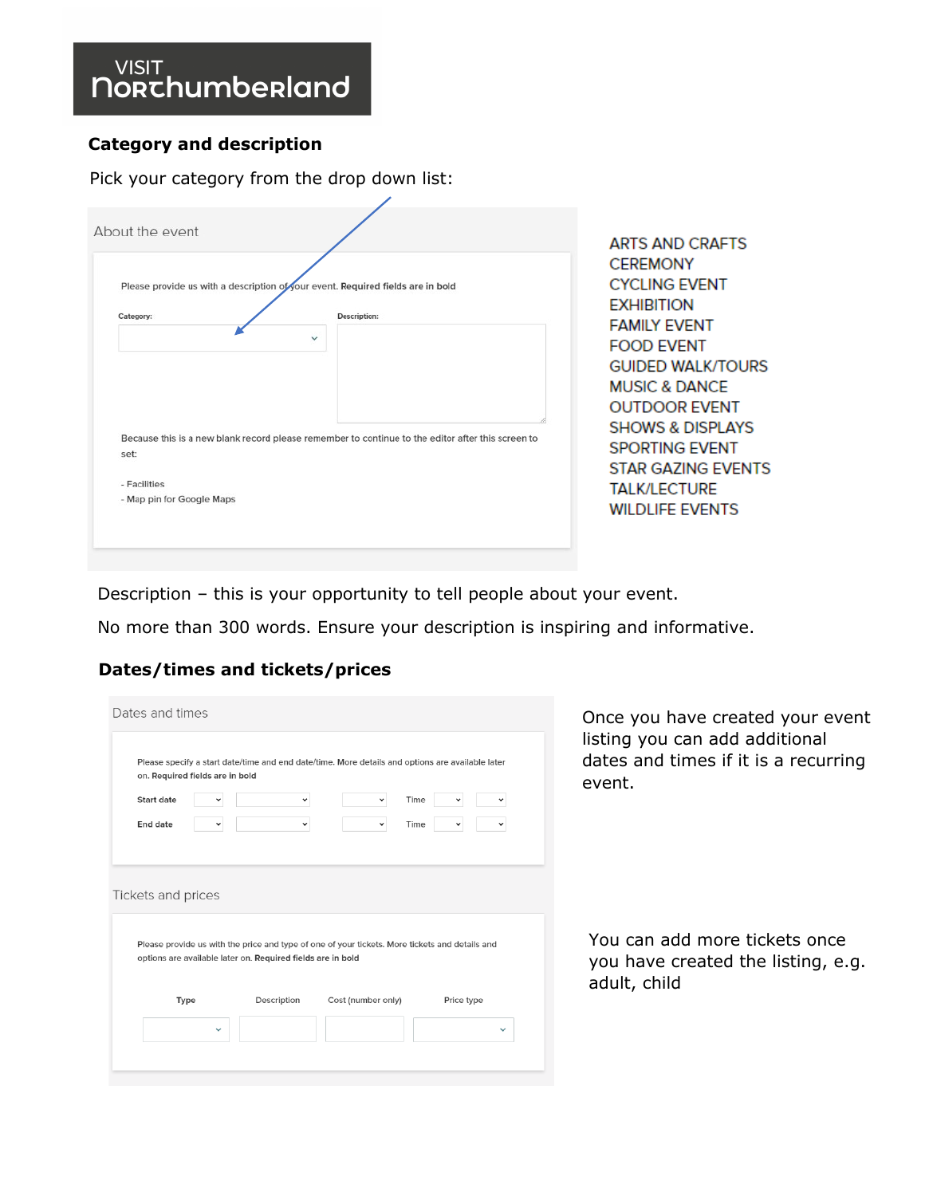**VISIT Northumberland**

## Category and description

Pick your category from the drop down list:

About the event

Please provide us with a description of your event. **Required fields are in bold**

Category:

Description:

Because this is a new blank record please remember to continue to the editor after this screen to set:

- Facilities
- Map pin for Google Maps

- ARTS AND CRAFTS
- CEREMONY
- CYCLING EVENT
- EXHIBITION
- FAMILY EVENT
- FOOD EVENT
- GUIDED WALK/TOURS
- MUSIC & DANCE
- OUTDOOR EVENT
- SHOWS & DISPLAYS
- SPORTING EVENT
- STAR GAZING EVENTS
- TALK/LECTURE
- WILDLIFE EVENTS

Description – this is your opportunity to tell people about your event.

No more than 300 words. Ensure your description is inspiring and informative.

## Dates/times and tickets/prices

Dates and times

Please specify a start date/time and end date/time. More details and options are available later on. **Required fields are in bold**

**Start date** Time

**End date** Time

Once you have created your event listing you can add additional dates and times if it is a recurring event.

Tickets and prices

Please provide us with the price and type of one of your tickets. More tickets and details and options are available later on. **Required fields are in bold**

| **Type** | Description | Cost (number only) | Price type |
|---|---|---|---|
| | | | |

You can add more tickets once you have created the listing, e.g. adult, child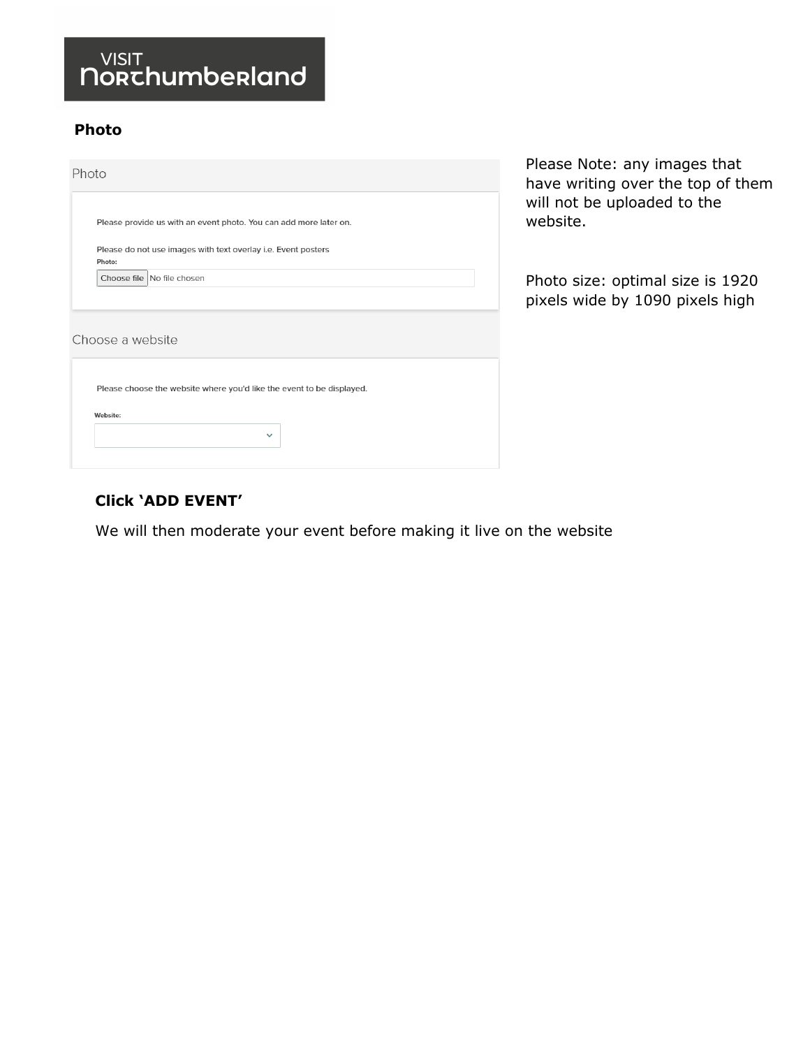VISIT Northumberland

**Photo**

Photo

Please provide us with an event photo. You can add more later on.

Please do not use images with text overlay i.e. Event posters

Photo:

Choose file No file chosen

Choose a website

Please choose the website where you'd like the event to be displayed.

Website:

Please Note: any images that have writing over the top of them will not be uploaded to the website.

Photo size: optimal size is 1920 pixels wide by 1090 pixels high

**Click 'ADD EVENT'**

We will then moderate your event before making it live on the website